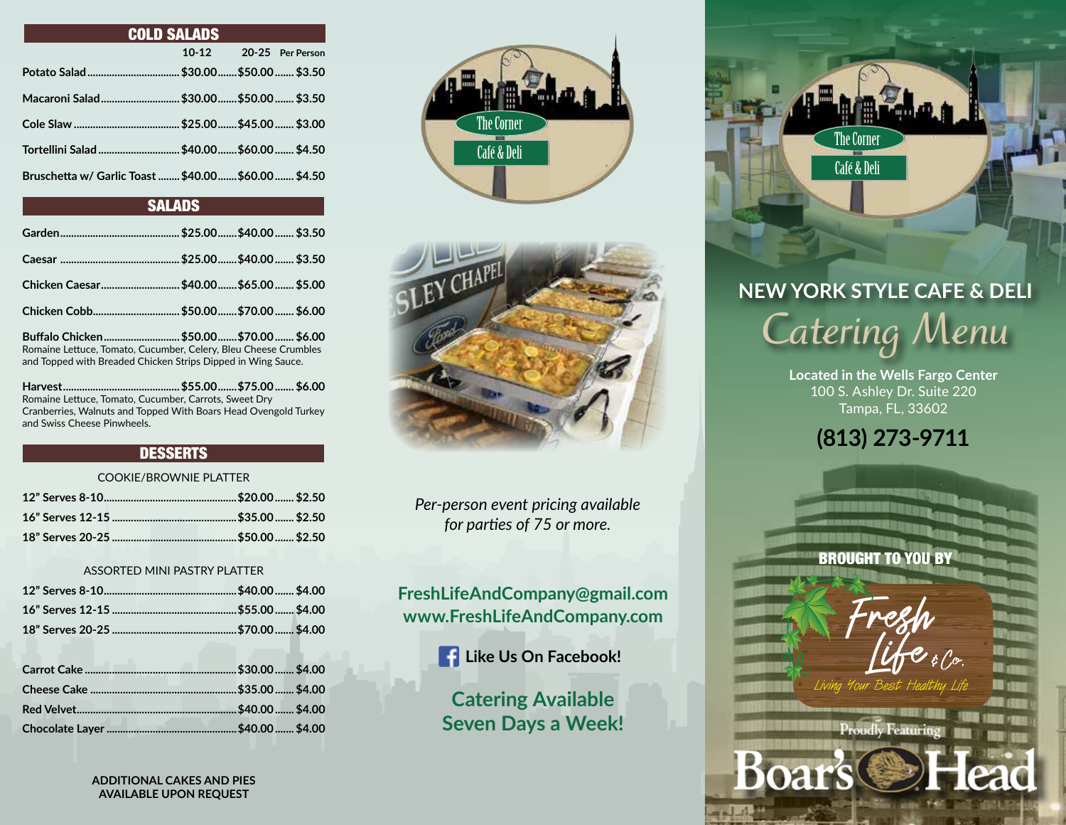## COLD SALADS

| | 10-12 | 20-25 | Per Person |
|---|---|---|---|
| Potato Salad | $30.00 | $50.00 | $3.50 |
| Macaroni Salad | $30.00 | $50.00 | $3.50 |
| Cole Slaw | $25.00 | $45.00 | $3.00 |
| Tortellini Salad | $40.00 | $60.00 | $4.50 |
| Bruschetta w/ Garlic Toast | $40.00 | $60.00 | $4.50 |

## SALADS

| | | | |
|---|---|---|---|
| Garden | $25.00 | $40.00 | $3.50 |
| Caesar | $25.00 | $40.00 | $3.50 |
| Chicken Caesar | $40.00 | $65.00 | $5.00 |
| Chicken Cobb | $50.00 | $70.00 | $6.00 |
| Buffalo Chicken | $50.00 | $70.00 | $6.00 |
| Harvest | $55.00 | $75.00 | $6.00 |

**Buffalo Chicken** – Romaine Lettuce, Tomato, Cucumber, Celery, Bleu Cheese Crumbles and Topped with Breaded Chicken Strips Dipped in Wing Sauce.

**Harvest** – Romaine Lettuce, Tomato, Cucumber, Carrots, Sweet Dry Cranberries, Walnuts and Topped With Boars Head Ovengold Turkey and Swiss Cheese Pinwheels.

## DESSERTS

COOKIE/BROWNIE PLATTER

| | | |
|---|---|---|
| 12" Serves 8-10 | $20.00 | $2.50 |
| 16" Serves 12-15 | $35.00 | $2.50 |
| 18" Serves 20-25 | $50.00 | $2.50 |

ASSORTED MINI PASTRY PLATTER

| | | |
|---|---|---|
| 12" Serves 8-10 | $40.00 | $4.00 |
| 16" Serves 12-15 | $55.00 | $4.00 |
| 18" Serves 20-25 | $70.00 | $4.00 |

| | | |
|---|---|---|
| Carrot Cake | $30.00 | $4.00 |
| Cheese Cake | $35.00 | $4.00 |
| Red Velvet | $40.00 | $4.00 |
| Chocolate Layer | $40.00 | $4.00 |

**ADDITIONAL CAKES AND PIES AVAILABLE UPON REQUEST**

The Corner Café & Deli

*Per-person event pricing available for parties of 75 or more.*

**FreshLifeAndCompany@gmail.com**
**www.FreshLifeAndCompany.com**

**Like Us On Facebook!**

**Catering Available Seven Days a Week!**

The Corner Café & Deli

# NEW YORK STYLE CAFE & DELI
# Catering Menu

**Located in the Wells Fargo Center**
100 S. Ashley Dr. Suite 220
Tampa, FL, 33602

**(813) 273-9711**

**BROUGHT TO YOU BY**

Fresh Life & Co.
*Living Your Best Healthy Life*

Proudly Featuring
Boar's Head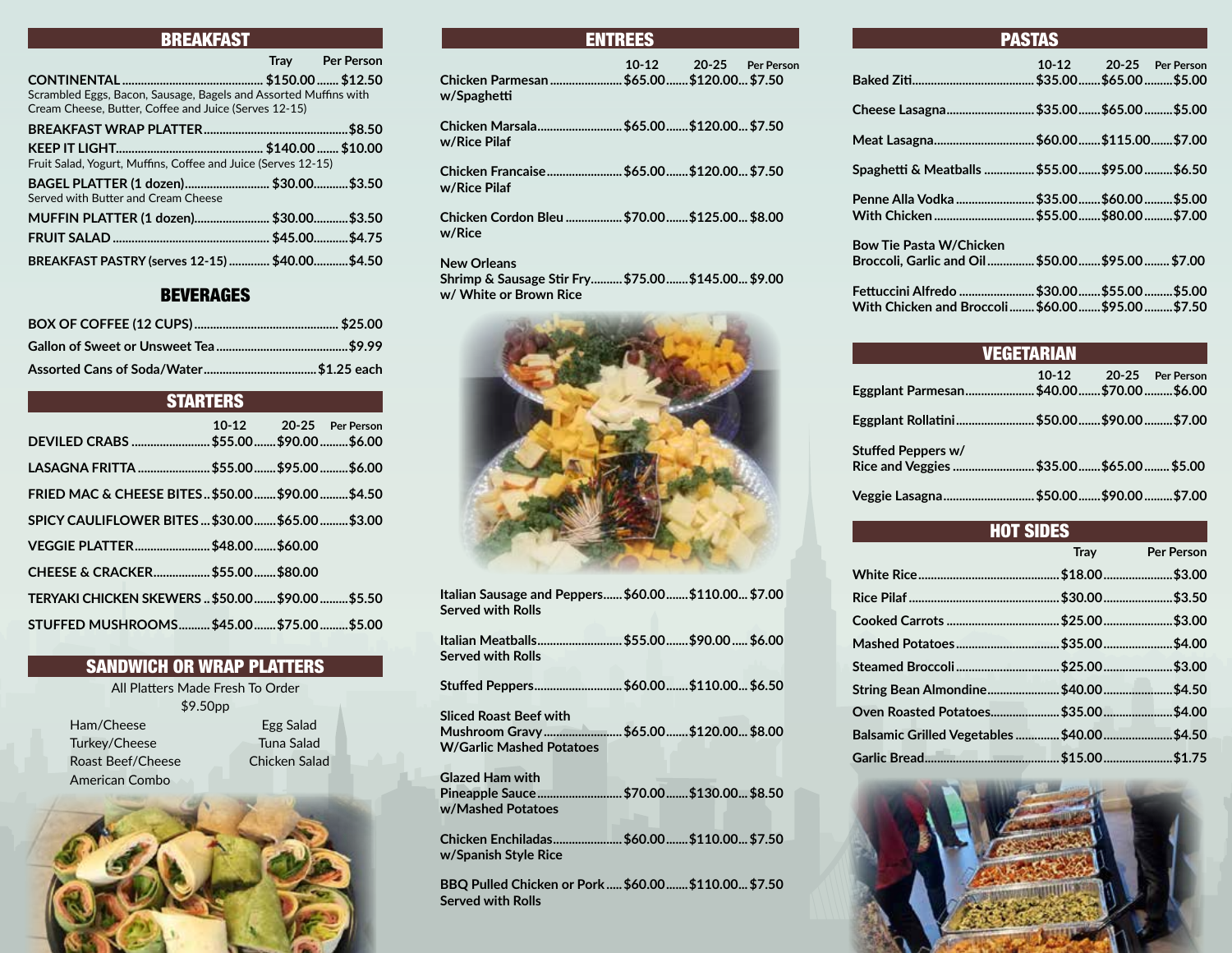## BREAKFAST

| | Tray | Per Person |
|---|---|---|
| **CONTINENTAL** | $150.00 | $12.50 |
| Scrambled Eggs, Bacon, Sausage, Bagels and Assorted Muffins with Cream Cheese, Butter, Coffee and Juice (Serves 12-15) | | |
| **BREAKFAST WRAP PLATTER** | | $8.50 |
| **KEEP IT LIGHT** | $140.00 | $10.00 |
| Fruit Salad, Yogurt, Muffins, Coffee and Juice (Serves 12-15) | | |
| **BAGEL PLATTER (1 dozen)** | $30.00 | $3.50 |
| Served with Butter and Cream Cheese | | |
| **MUFFIN PLATTER (1 dozen)** | $30.00 | $3.50 |
| **FRUIT SALAD** | $45.00 | $4.75 |
| **BREAKFAST PASTRY (serves 12-15)** | $40.00 | $4.50 |

## BEVERAGES

| | |
|---|---|
| **BOX OF COFFEE (12 CUPS)** | $25.00 |
| **Gallon of Sweet or Unsweet Tea** | $9.99 |
| **Assorted Cans of Soda/Water** | $1.25 each |

## STARTERS

| | 10-12 | 20-25 | Per Person |
|---|---|---|---|
| **DEVILED CRABS** | $55.00 | $90.00 | $6.00 |
| **LASAGNA FRITTA** | $55.00 | $95.00 | $6.00 |
| **FRIED MAC & CHEESE BITES** | $50.00 | $90.00 | $4.50 |
| **SPICY CAULIFLOWER BITES** | $30.00 | $65.00 | $3.00 |
| **VEGGIE PLATTER** | $48.00 | $60.00 | |
| **CHEESE & CRACKER** | $55.00 | $80.00 | |
| **TERYAKI CHICKEN SKEWERS** | $50.00 | $90.00 | $5.50 |
| **STUFFED MUSHROOMS** | $45.00 | $75.00 | $5.00 |

## SANDWICH OR WRAP PLATTERS

All Platters Made Fresh To Order
$9.50pp

- Ham/Cheese
- Turkey/Cheese
- Roast Beef/Cheese
- American Combo
- Egg Salad
- Tuna Salad
- Chicken Salad

## ENTREES

| | 10-12 | 20-25 | Per Person |
|---|---|---|---|
| **Chicken Parmesan w/Spaghetti** | $65.00 | $120.00 | $7.50 |
| **Chicken Marsala w/Rice Pilaf** | $65.00 | $120.00 | $7.50 |
| **Chicken Francaise w/Rice Pilaf** | $65.00 | $120.00 | $7.50 |
| **Chicken Cordon Bleu w/Rice** | $70.00 | $125.00 | $8.00 |
| **New Orleans Shrimp & Sausage Stir Fry w/ White or Brown Rice** | $75.00 | $145.00 | $9.00 |
| **Italian Sausage and Peppers Served with Rolls** | $60.00 | $110.00 | $7.00 |
| **Italian Meatballs Served with Rolls** | $55.00 | $90.00 | $6.00 |
| **Stuffed Peppers** | $60.00 | $110.00 | $6.50 |
| **Sliced Roast Beef with Mushroom Gravy W/Garlic Mashed Potatoes** | $65.00 | $120.00 | $8.00 |
| **Glazed Ham with Pineapple Sauce w/Mashed Potatoes** | $70.00 | $130.00 | $8.50 |
| **Chicken Enchiladas w/Spanish Style Rice** | $60.00 | $110.00 | $7.50 |
| **BBQ Pulled Chicken or Pork Served with Rolls** | $60.00 | $110.00 | $7.50 |

## PASTAS

| | 10-12 | 20-25 | Per Person |
|---|---|---|---|
| **Baked Ziti** | $35.00 | $65.00 | $5.00 |
| **Cheese Lasagna** | $35.00 | $65.00 | $5.00 |
| **Meat Lasagna** | $60.00 | $115.00 | $7.00 |
| **Spaghetti & Meatballs** | $55.00 | $95.00 | $6.50 |
| **Penne Alla Vodka** | $35.00 | $60.00 | $5.00 |
| **With Chicken** | $55.00 | $80.00 | $7.00 |
| **Bow Tie Pasta W/Chicken Broccoli, Garlic and Oil** | $50.00 | $95.00 | $7.00 |
| **Fettuccini Alfredo** | $30.00 | $55.00 | $5.00 |
| **With Chicken and Broccoli** | $60.00 | $95.00 | $7.50 |

## VEGETARIAN

| | 10-12 | 20-25 | Per Person |
|---|---|---|---|
| **Eggplant Parmesan** | $40.00 | $70.00 | $6.00 |
| **Eggplant Rollatini** | $50.00 | $90.00 | $7.00 |
| **Stuffed Peppers w/ Rice and Veggies** | $35.00 | $65.00 | $5.00 |
| **Veggie Lasagna** | $50.00 | $90.00 | $7.00 |

## HOT SIDES

| | Tray | Per Person |
|---|---|---|
| **White Rice** | $18.00 | $3.00 |
| **Rice Pilaf** | $30.00 | $3.50 |
| **Cooked Carrots** | $25.00 | $3.00 |
| **Mashed Potatoes** | $35.00 | $4.00 |
| **Steamed Broccoli** | $25.00 | $3.00 |
| **String Bean Almondine** | $40.00 | $4.50 |
| **Oven Roasted Potatoes** | $35.00 | $4.00 |
| **Balsamic Grilled Vegetables** | $40.00 | $4.50 |
| **Garlic Bread** | $15.00 | $1.75 |